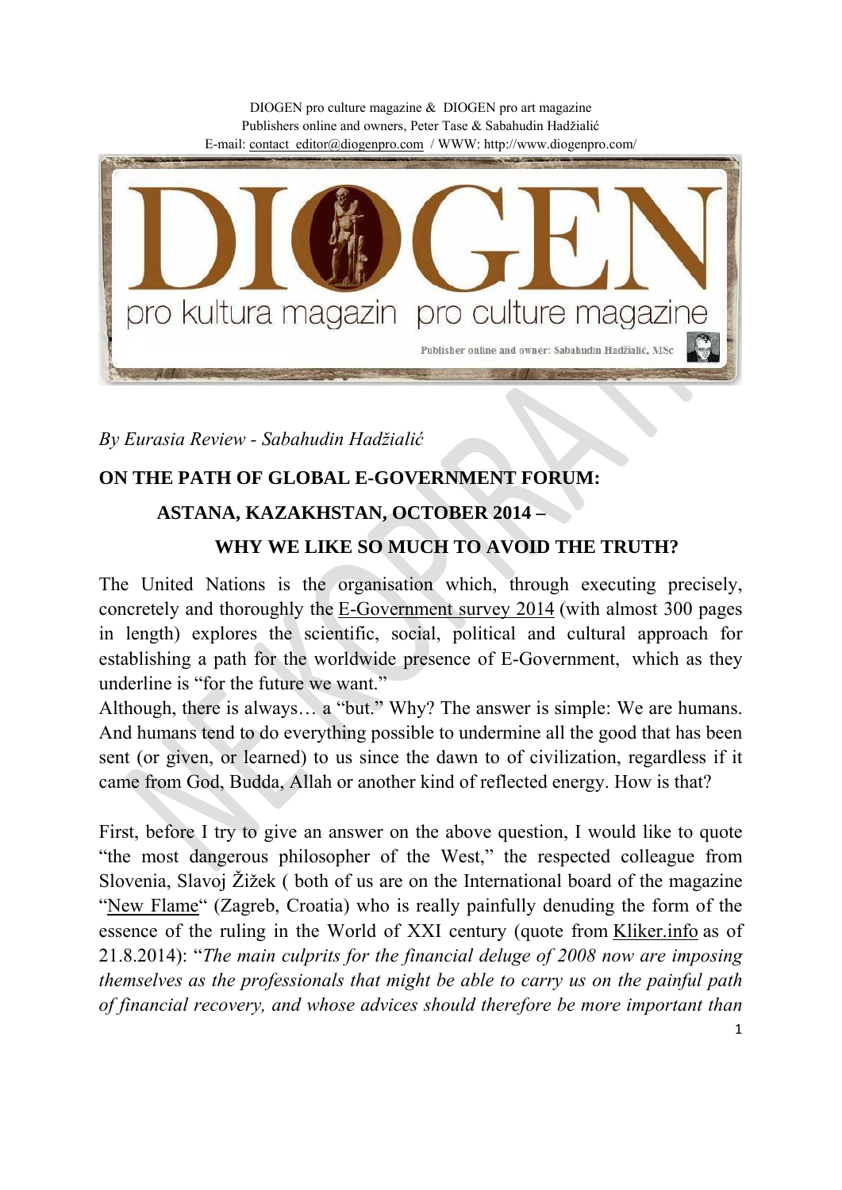DIOGEN pro culture magazine & DIOGEN pro art magazine
Publishers online and owners, Peter Tase & Sabahudin Hadžialić
E-mail: contact_editor@diogenpro.com / WWW: http://www.diogenpro.com/

*By Eurasia Review - Sabahudin Hadžialić*

## ON THE PATH OF GLOBAL E-GOVERNMENT FORUM:
## ASTANA, KAZAKHSTAN, OCTOBER 2014 –
## WHY WE LIKE SO MUCH TO AVOID THE TRUTH?

The United Nations is the organisation which, through executing precisely, concretely and thoroughly the E-Government survey 2014 (with almost 300 pages in length) explores the scientific, social, political and cultural approach for establishing a path for the worldwide presence of E-Government, which as they underline is "for the future we want."
Although, there is always… a "but." Why? The answer is simple: We are humans. And humans tend to do everything possible to undermine all the good that has been sent (or given, or learned) to us since the dawn to of civilization, regardless if it came from God, Budda, Allah or another kind of reflected energy. How is that?

First, before I try to give an answer on the above question, I would like to quote "the most dangerous philosopher of the West," the respected colleague from Slovenia, Slavoj Žižek ( both of us are on the International board of the magazine "New Flame" (Zagreb, Croatia) who is really painfully denuding the form of the essence of the ruling in the World of XXI century (quote from Kliker.info as of 21.8.2014): "*The main culprits for the financial deluge of 2008 now are imposing themselves as the professionals that might be able to carry us on the painful path of financial recovery, and whose advices should therefore be more important than*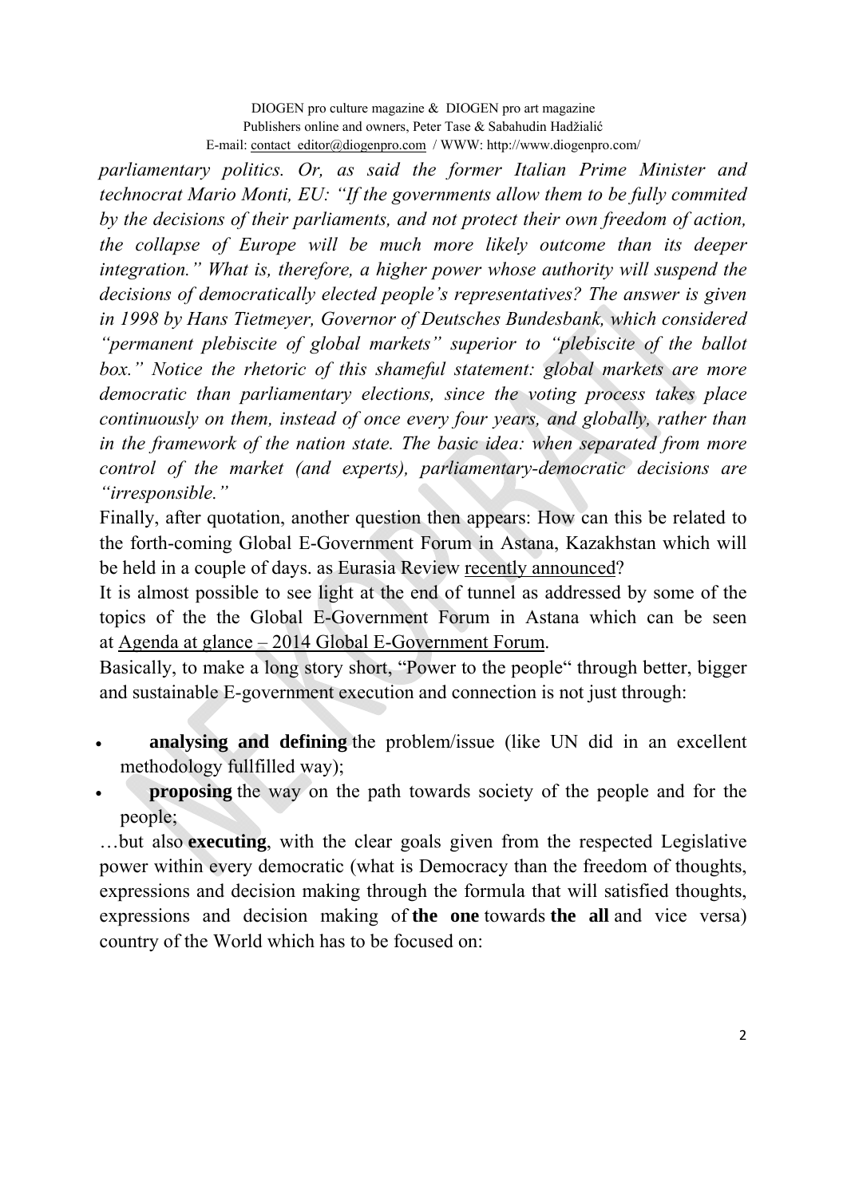*parliamentary politics. Or, as said the former Italian Prime Minister and technocrat Mario Monti, EU: "If the governments allow them to be fully commited by the decisions of their parliaments, and not protect their own freedom of action, the collapse of Europe will be much more likely outcome than its deeper integration." What is, therefore, a higher power whose authority will suspend the decisions of democratically elected people's representatives? The answer is given in 1998 by Hans Tietmeyer, Governor of Deutsches Bundesbank, which considered "permanent plebiscite of global markets" superior to "plebiscite of the ballot box." Notice the rhetoric of this shameful statement: global markets are more democratic than parliamentary elections, since the voting process takes place continuously on them, instead of once every four years, and globally, rather than in the framework of the nation state. The basic idea: when separated from more control of the market (and experts), parliamentary-democratic decisions are "irresponsible."*

Finally, after quotation, another question then appears: How can this be related to the forth-coming Global E-Government Forum in Astana, Kazakhstan which will be held in a couple of days. as Eurasia Review recently announced?

It is almost possible to see light at the end of tunnel as addressed by some of the topics of the the Global E-Government Forum in Astana which can be seen at Agenda at glance – 2014 Global E-Government Forum.

Basically, to make a long story short, "Power to the people" through better, bigger and sustainable E-government execution and connection is not just through:

- **analysing and defining** the problem/issue (like UN did in an excellent methodology fullfilled way);
- **proposing** the way on the path towards society of the people and for the people;

…but also **executing**, with the clear goals given from the respected Legislative power within every democratic (what is Democracy than the freedom of thoughts, expressions and decision making through the formula that will satisfied thoughts, expressions and decision making of **the one** towards **the all** and vice versa) country of the World which has to be focused on: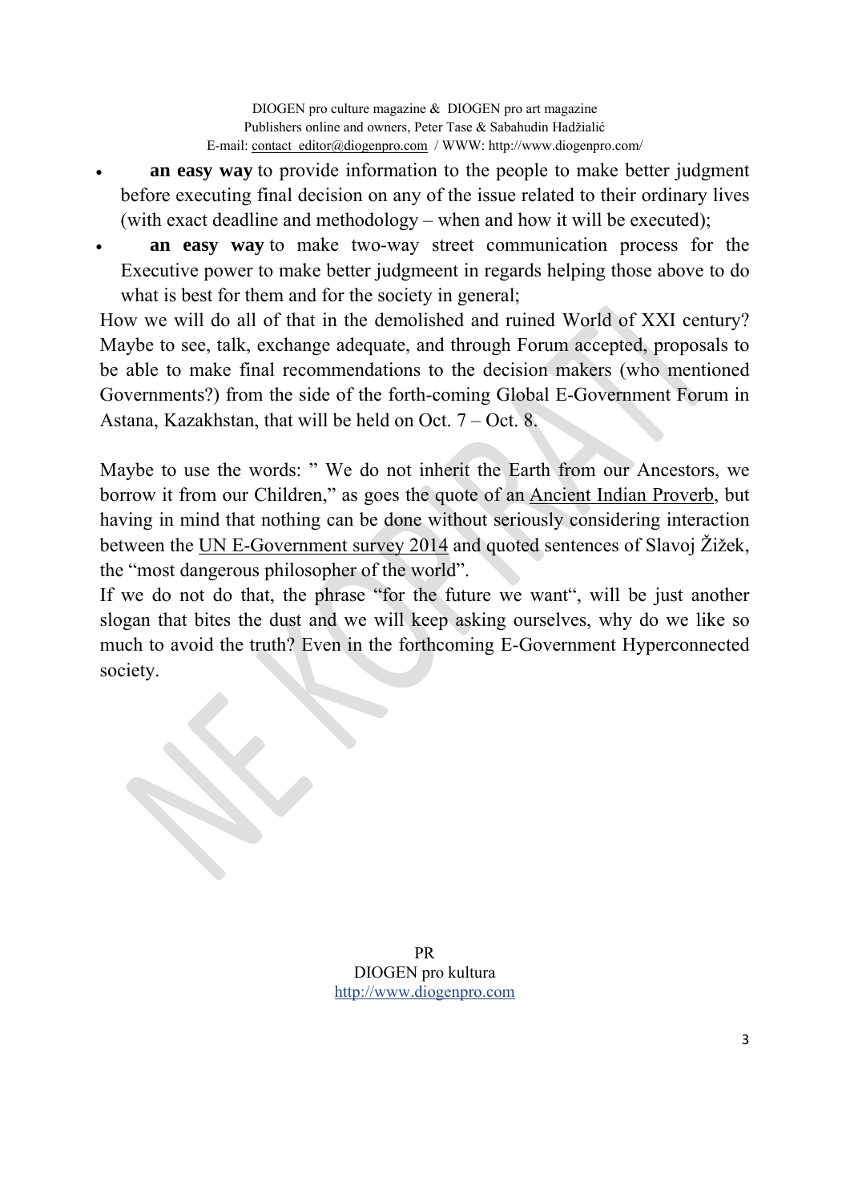- **an easy way** to provide information to the people to make better judgment before executing final decision on any of the issue related to their ordinary lives (with exact deadline and methodology – when and how it will be executed);
- **an easy way** to make two-way street communication process for the Executive power to make better judgmeent in regards helping those above to do what is best for them and for the society in general;

How we will do all of that in the demolished and ruined World of XXI century? Maybe to see, talk, exchange adequate, and through Forum accepted, proposals to be able to make final recommendations to the decision makers (who mentioned Governments?) from the side of the forth-coming Global E-Government Forum in Astana, Kazakhstan, that will be held on Oct. 7 – Oct. 8.

Maybe to use the words: " We do not inherit the Earth from our Ancestors, we borrow it from our Children," as goes the quote of an Ancient Indian Proverb, but having in mind that nothing can be done without seriously considering interaction between the UN E-Government survey 2014 and quoted sentences of Slavoj Žižek, the "most dangerous philosopher of the world".

If we do not do that, the phrase "for the future we want", will be just another slogan that bites the dust and we will keep asking ourselves, why do we like so much to avoid the truth? Even in the forthcoming E-Government Hyperconnected society.

PR
DIOGEN pro kultura
http://www.diogenpro.com